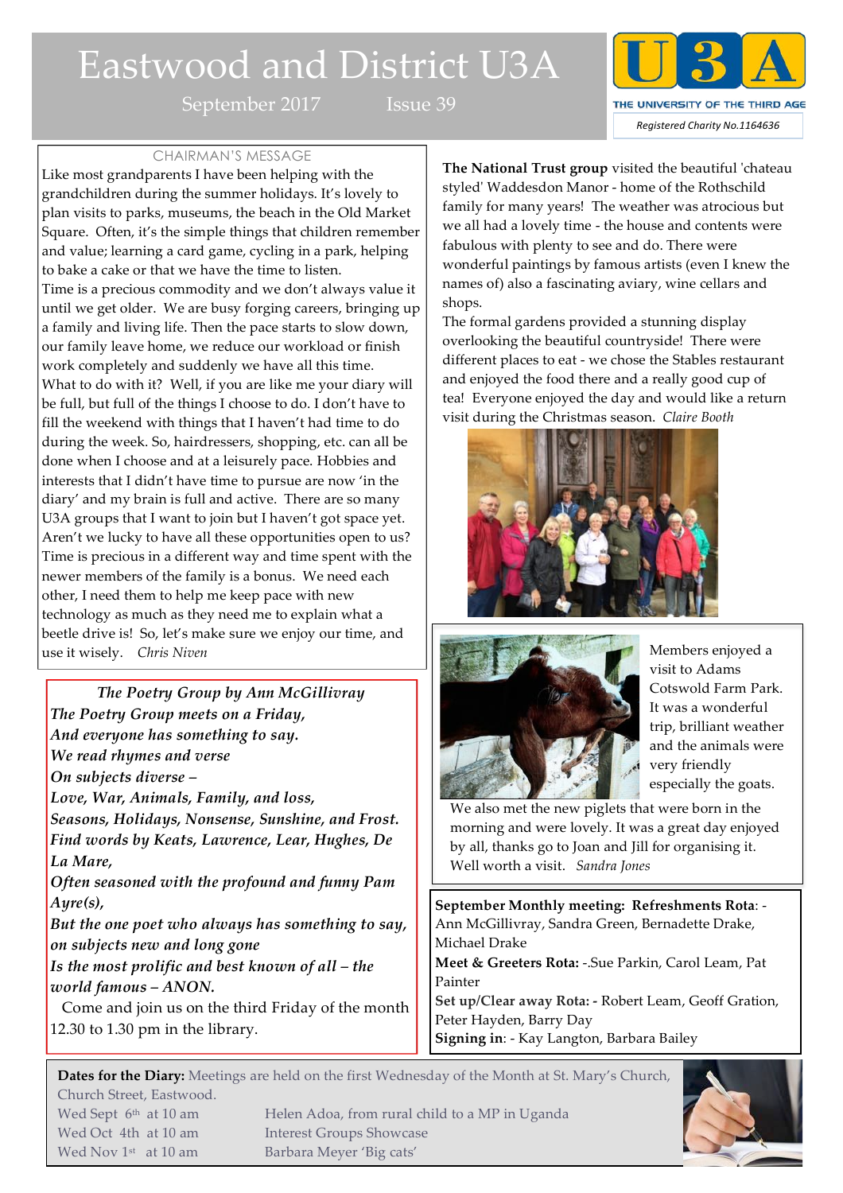# Eastwood and District U3A

September 2017 Issue 39

U3A THE UNIVERSITY OF THE THIRD AGE

*Registered Charity No.1164636*

## CHAIRMAN'S MESSAGE

Like most grandparents I have been helping with the grandchildren during the summer holidays. It's lovely to plan visits to parks, museums, the beach in the Old Market Square. Often, it's the simple things that children remember and value; learning a card game, cycling in a park, helping to bake a cake or that we have the time to listen.

Time is a precious commodity and we don't always value it until we get older. We are busy forging careers, bringing up a family and living life. Then the pace starts to slow down, our family leave home, we reduce our workload or finish work completely and suddenly we have all this time.

What to do with it? Well, if you are like me your diary will be full, but full of the things I choose to do. I don't have to fill the weekend with things that I haven't had time to do during the week. So, hairdressers, shopping, etc. can all be done when I choose and at a leisurely pace. Hobbies and interests that I didn't have time to pursue are now 'in the diary' and my brain is full and active. There are so many U3A groups that I want to join but I haven't got space yet. Aren't we lucky to have all these opportunities open to us? Time is precious in a different way and time spent with the newer members of the family is a bonus. We need each other, I need them to help me keep pace with new technology as much as they need me to explain what a beetle drive is! So, let's make sure we enjoy our time, and use it wisely. *Chris Niven*

***The Poetry Group by Ann McGillivray***

***The Poetry Group meets on a Friday,***
***And everyone has something to say.***
***We read rhymes and verse***
***On subjects diverse –***
***Love, War, Animals, Family, and loss,***
***Seasons, Holidays, Nonsense, Sunshine, and Frost.***
***Find words by Keats, Lawrence, Lear, Hughes, De La Mare,***
***Often seasoned with the profound and funny Pam Ayre(s),***
***But the one poet who always has something to say, on subjects new and long gone***
***Is the most prolific and best known of all – the world famous – ANON.***

Come and join us on the third Friday of the month 12.30 to 1.30 pm in the library.

**The National Trust group** visited the beautiful 'chateau styled' Waddesdon Manor - home of the Rothschild family for many years! The weather was atrocious but we all had a lovely time - the house and contents were fabulous with plenty to see and do. There were wonderful paintings by famous artists (even I knew the names of) also a fascinating aviary, wine cellars and shops.

The formal gardens provided a stunning display overlooking the beautiful countryside! There were different places to eat - we chose the Stables restaurant and enjoyed the food there and a really good cup of tea! Everyone enjoyed the day and would like a return visit during the Christmas season. *Claire Booth*

Members enjoyed a visit to Adams Cotswold Farm Park. It was a wonderful trip, brilliant weather and the animals were very friendly especially the goats.

We also met the new piglets that were born in the morning and were lovely. It was a great day enjoyed by all, thanks go to Joan and Jill for organising it. Well worth a visit. *Sandra Jones*

**September Monthly meeting: Refreshments Rota**: - Ann McGillivray, Sandra Green, Bernadette Drake, Michael Drake

**Meet & Greeters Rota:** -.Sue Parkin, Carol Leam, Pat Painter

**Set up/Clear away Rota: -** Robert Leam, Geoff Gration, Peter Hayden, Barry Day

**Signing in**: - Kay Langton, Barbara Bailey

**Dates for the Diary:** Meetings are held on the first Wednesday of the Month at St. Mary's Church, Church Street, Eastwood.

| | |
|---|---|
| Wed Sept 6th at 10 am | Helen Adoa, from rural child to a MP in Uganda |
| Wed Oct 4th at 10 am | Interest Groups Showcase |
| Wed Nov 1st at 10 am | Barbara Meyer 'Big cats' |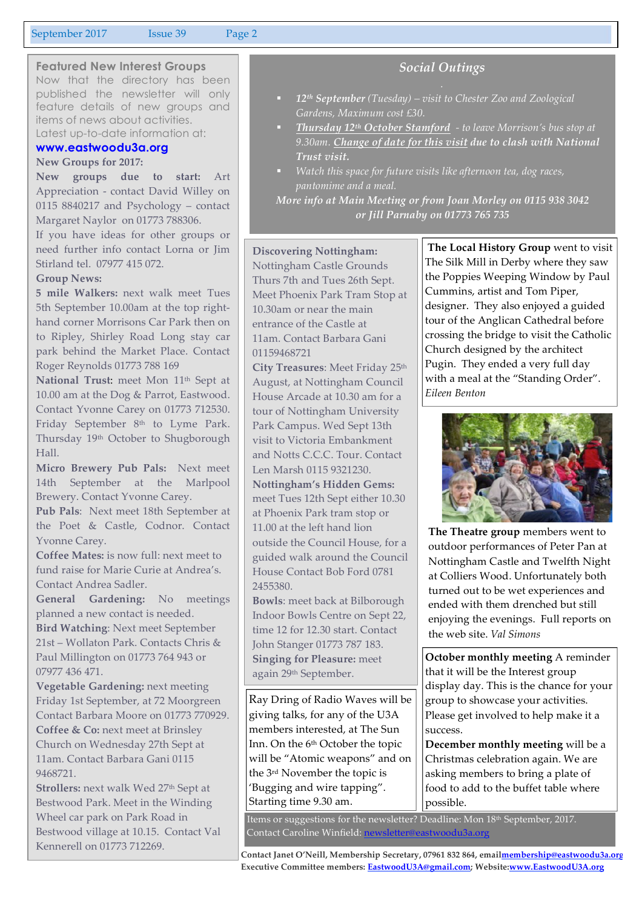## Featured New Interest Groups

Now that the directory has been published the newsletter will only feature details of new groups and items of news about activities.
Latest up-to-date information at:
**www.eastwoodu3a.org**

**New Groups for 2017:**

**New groups due to start:** Art Appreciation - contact David Willey on 0115 8840217 and Psychology – contact Margaret Naylor on 01773 788306.
If you have ideas for other groups or need further info contact Lorna or Jim Stirland tel. 07977 415 072.

**Group News:**

**5 mile Walkers:** next walk meet Tues 5th September 10.00am at the top right-hand corner Morrisons Car Park then on to Ripley, Shirley Road Long stay car park behind the Market Place. Contact Roger Reynolds 01773 788 169

**National Trust:** meet Mon 11th Sept at 10.00 am at the Dog & Parrot, Eastwood. Contact Yvonne Carey on 01773 712530. Friday September 8th to Lyme Park. Thursday 19th October to Shugborough Hall.

**Micro Brewery Pub Pals:** Next meet 14th September at the Marlpool Brewery. Contact Yvonne Carey.

**Pub Pals**: Next meet 18th September at the Poet & Castle, Codnor. Contact Yvonne Carey.

**Coffee Mates:** is now full: next meet to fund raise for Marie Curie at Andrea's. Contact Andrea Sadler.

**General Gardening:** No meetings planned a new contact is needed.

**Bird Watching**: Next meet September 21st – Wollaton Park. Contacts Chris & Paul Millington on 01773 764 943 or 07977 436 471.

**Vegetable Gardening:** next meeting Friday 1st September, at 72 Moorgreen Contact Barbara Moore on 01773 770929.

**Coffee & Co:** next meet at Brinsley Church on Wednesday 27th Sept at 11am. Contact Barbara Gani 0115 9468721.

**Strollers:** next walk Wed 27th Sept at Bestwood Park. Meet in the Winding Wheel car park on Park Road in Bestwood village at 10.15. Contact Val Kennerell on 01773 712269.

## *Social Outings*

- ***12th September*** *(Tuesday) – visit to Chester Zoo and Zoological Gardens, Maximum cost £30.*
- ***Thursday 12th October Stamford*** *- to leave Morrison's bus stop at 9.30am.* ***Change of date for this visit due to clash with National Trust visit.***
- *Watch this space for future visits like afternoon tea, dog races, pantomime and a meal.*

***More info at Main Meeting or from Joan Morley on 0115 938 3042 or Jill Parnaby on 01773 765 735***

**Discovering Nottingham:** Nottingham Castle Grounds Thurs 7th and Tues 26th Sept. Meet Phoenix Park Tram Stop at 10.30am or near the main entrance of the Castle at 11am. Contact Barbara Gani 01159468721

**City Treasures**: Meet Friday 25th August, at Nottingham Council House Arcade at 10.30 am for a tour of Nottingham University Park Campus. Wed Sept 13th visit to Victoria Embankment and Notts C.C.C. Tour. Contact Len Marsh 0115 9321230.

**Nottingham's Hidden Gems:** meet Tues 12th Sept either 10.30 at Phoenix Park tram stop or 11.00 at the left hand lion outside the Council House, for a guided walk around the Council House Contact Bob Ford 0781 2455380.

**Bowls**: meet back at Bilborough Indoor Bowls Centre on Sept 22, time 12 for 12.30 start. Contact John Stanger 01773 787 183.

**Singing for Pleasure:** meet again 29th September.

Ray Dring of Radio Waves will be giving talks, for any of the U3A members interested, at The Sun Inn. On the 6th October the topic will be "Atomic weapons" and on the 3rd November the topic is 'Bugging and wire tapping". Starting time 9.30 am.

**The Local History Group** went to visit The Silk Mill in Derby where they saw the Poppies Weeping Window by Paul Cummins, artist and Tom Piper, designer. They also enjoyed a guided tour of the Anglican Cathedral before crossing the bridge to visit the Catholic Church designed by the architect Pugin. They ended a very full day with a meal at the "Standing Order". *Eileen Benton*

**The Theatre group** members went to outdoor performances of Peter Pan at Nottingham Castle and Twelfth Night at Colliers Wood. Unfortunately both turned out to be wet experiences and ended with them drenched but still enjoying the evenings. Full reports on the web site. *Val Simons*

**October monthly meeting** A reminder that it will be the Interest group display day. This is the chance for your group to showcase your activities. Please get involved to help make it a success.

**December monthly meeting** will be a Christmas celebration again. We are asking members to bring a plate of food to add to the buffet table where possible.

Items or suggestions for the newsletter? Deadline: Mon 18th September, 2017. Contact Caroline Winfield: newsletter@eastwoodu3a.org

**Contact Janet O'Neill, Membership Secretary, 07961 832 864, email membership@eastwoodu3a.org**
**Executive Committee members: EastwoodU3A@gmail.com; Website: www.EastwoodU3A.org**